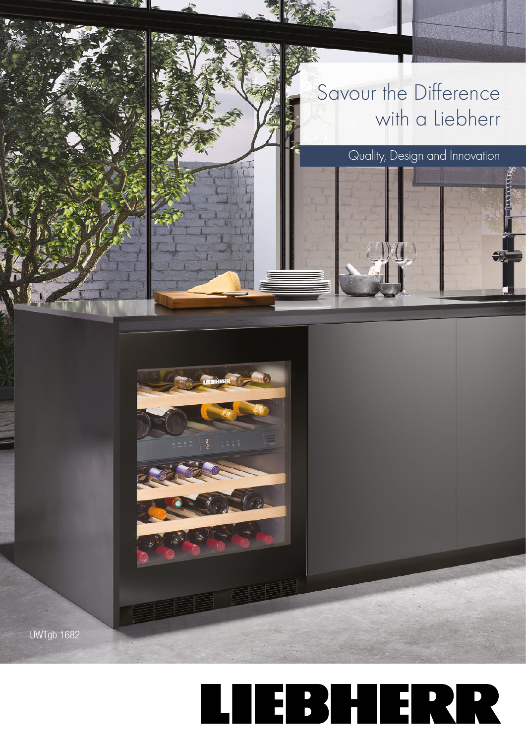# Savour the Difference with a Liebherr

Quality, Design and Innovation

UWTgb 1682

LIEBHERR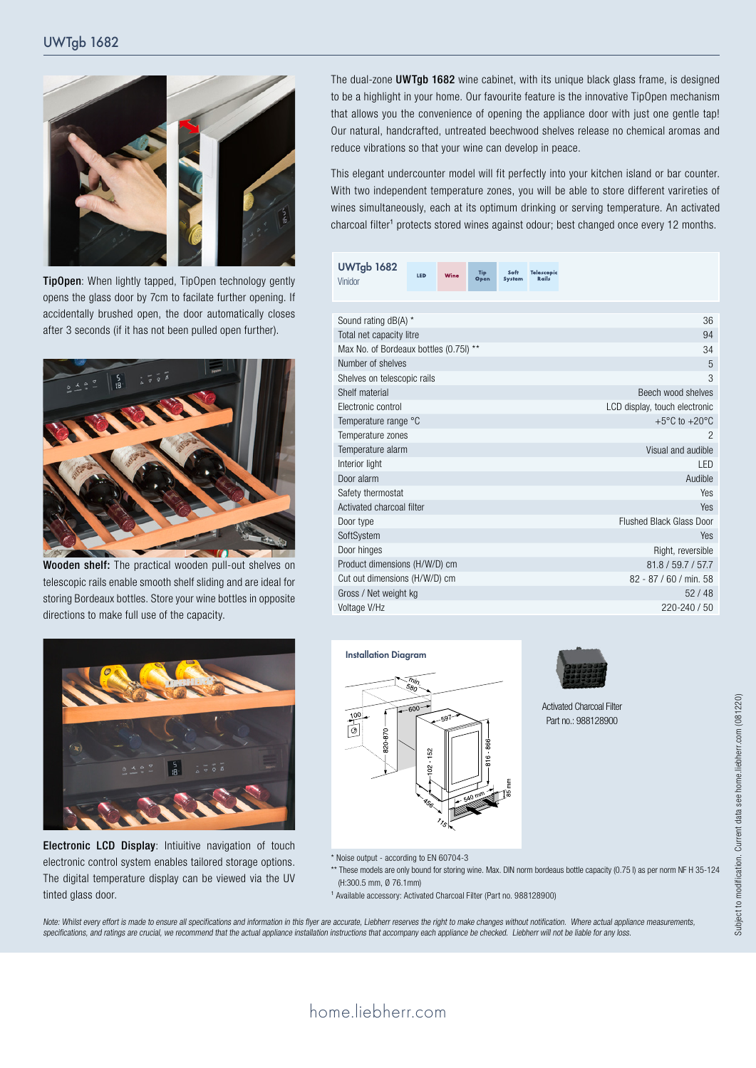## UWTgb 1682

**TipOpen**: When lightly tapped, TipOpen technology gently opens the glass door by 7cm to facilate further opening. If accidentally brushed open, the door automatically closes after 3 seconds (if it has not been pulled open further).

**Wooden shelf:** The practical wooden pull-out shelves on telescopic rails enable smooth shelf sliding and are ideal for storing Bordeaux bottles. Store your wine bottles in opposite directions to make full use of the capacity.

**Electronic LCD Display**: Intuiitive navigation of touch electronic control system enables tailored storage options. The digital temperature display can be viewed via the UV tinted glass door.

The dual-zone **UWTgb 1682** wine cabinet, with its unique black glass frame, is designed to be a highlight in your home. Our favourite feature is the innovative TipOpen mechanism that allows you the convenience of opening the appliance door with just one gentle tap! Our natural, handcrafted, untreated beechwood shelves release no chemical aromas and reduce vibrations so that your wine can develop in peace.

This elegant undercounter model will fit perfectly into your kitchen island or bar counter. With two independent temperature zones, you will be able to store different vareities of wines simultaneously, each at its optimum drinking or serving temperature. An activated charcoal filter[1] protects stored wines against odour; best changed once every 12 months.

**UWTgb 1682**
Vinidor

LED | Wine | Tip Open | Soft System | Telescopic Rails

| | |
|---|---|
| Sound rating dB(A) * | 36 |
| Total net capacity litre | 94 |
| Max No. of Bordeaux bottles (0.75l) ** | 34 |
| Number of shelves | 5 |
| Shelves on telescopic rails | 3 |
| Shelf material | Beech wood shelves |
| Electronic control | LCD display, touch electronic |
| Temperature range °C | +5°C to +20°C |
| Temperature zones | 2 |
| Temperature alarm | Visual and audible |
| Interior light | LED |
| Door alarm | Audible |
| Safety thermostat | Yes |
| Activated charcoal filter | Yes |
| Door type | Flushed Black Glass Door |
| SoftSystem | Yes |
| Door hinges | Right, reversible |
| Product dimensions (H/W/D) cm | 81.8 / 59.7 / 57.7 |
| Cut out dimensions (H/W/D) cm | 82 - 87 / 60 / min. 58 |
| Gross / Net weight kg | 52 / 48 |
| Voltage V/Hz | 220-240 / 50 |

**Installation Diagram**

min. 580
600
100
597
820-870
816 - 866
102 - 152
540 mm
85 mm
456
115

Activated Charcoal Filter
Part no.: 988128900

\* Noise output - according to EN 60704-3
\*\* These models are only bound for storing wine. Max. DIN norm bordeaus bottle capacity (0.75 l) as per norm NF H 35-124 (H:300.5 mm, Ø 76.1mm)
[1] Available accessory: Activated Charcoal Filter (Part no. 988128900)

*Note: Whilst every effort is made to ensure all specifications and information in this flyer are accurate, Liebherr reserves the right to make changes without notification. Where actual appliance measurements, specifications, and ratings are crucial, we recommend that the actual appliance installation instructions that accompany each appliance be checked. Liebherr will not be liable for any loss.*

Subject to modification. Current data see home.liebherr.com (081220)

home.liebherr.com